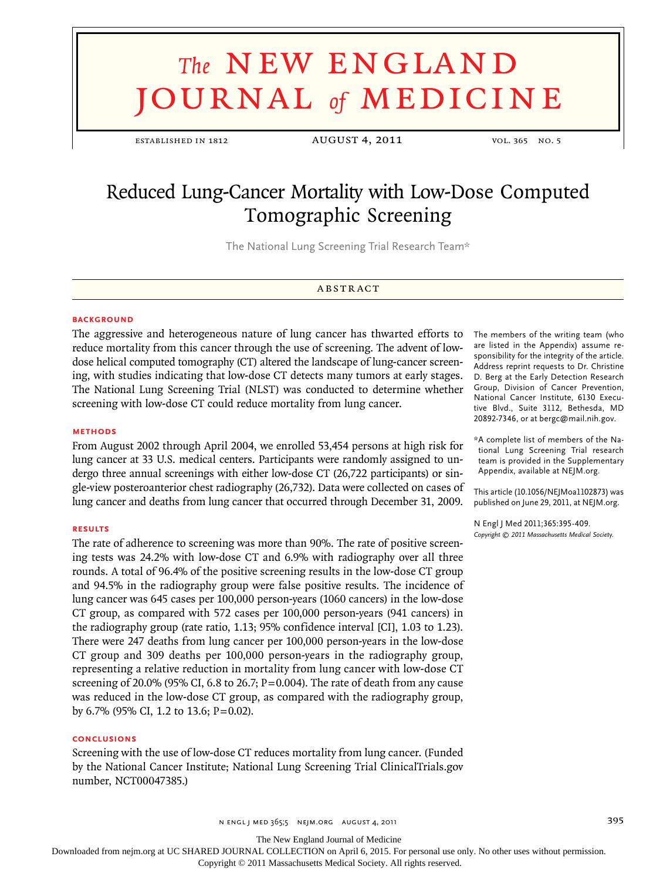# The NEW ENGLAND JOURNAL of MEDICINE

ESTABLISHED IN 1812 — AUGUST 4, 2011 — VOL. 365 NO. 5

# Reduced Lung-Cancer Mortality with Low-Dose Computed Tomographic Screening

The National Lung Screening Trial Research Team*

## ABSTRACT

### BACKGROUND

The aggressive and heterogeneous nature of lung cancer has thwarted efforts to reduce mortality from this cancer through the use of screening. The advent of low-dose helical computed tomography (CT) altered the landscape of lung-cancer screening, with studies indicating that low-dose CT detects many tumors at early stages. The National Lung Screening Trial (NLST) was conducted to determine whether screening with low-dose CT could reduce mortality from lung cancer.

### METHODS

From August 2002 through April 2004, we enrolled 53,454 persons at high risk for lung cancer at 33 U.S. medical centers. Participants were randomly assigned to undergo three annual screenings with either low-dose CT (26,722 participants) or single-view posteroanterior chest radiography (26,732). Data were collected on cases of lung cancer and deaths from lung cancer that occurred through December 31, 2009.

### RESULTS

The rate of adherence to screening was more than 90%. The rate of positive screening tests was 24.2% with low-dose CT and 6.9% with radiography over all three rounds. A total of 96.4% of the positive screening results in the low-dose CT group and 94.5% in the radiography group were false positive results. The incidence of lung cancer was 645 cases per 100,000 person-years (1060 cancers) in the low-dose CT group, as compared with 572 cases per 100,000 person-years (941 cancers) in the radiography group (rate ratio, 1.13; 95% confidence interval [CI], 1.03 to 1.23). There were 247 deaths from lung cancer per 100,000 person-years in the low-dose CT group and 309 deaths per 100,000 person-years in the radiography group, representing a relative reduction in mortality from lung cancer with low-dose CT screening of 20.0% (95% CI, 6.8 to 26.7; P=0.004). The rate of death from any cause was reduced in the low-dose CT group, as compared with the radiography group, by 6.7% (95% CI, 1.2 to 13.6; P=0.02).

### CONCLUSIONS

Screening with the use of low-dose CT reduces mortality from lung cancer. (Funded by the National Cancer Institute; National Lung Screening Trial ClinicalTrials.gov number, NCT00047385.)

The members of the writing team (who are listed in the Appendix) assume responsibility for the integrity of the article. Address reprint requests to Dr. Christine D. Berg at the Early Detection Research Group, Division of Cancer Prevention, National Cancer Institute, 6130 Executive Blvd., Suite 3112, Bethesda, MD 20892-7346, or at bergc@mail.nih.gov.

*A complete list of members of the National Lung Screening Trial research team is provided in the Supplementary Appendix, available at NEJM.org.

This article (10.1056/NEJMoa1102873) was published on June 29, 2011, at NEJM.org.

N Engl J Med 2011;365:395-409.
*Copyright © 2011 Massachusetts Medical Society.*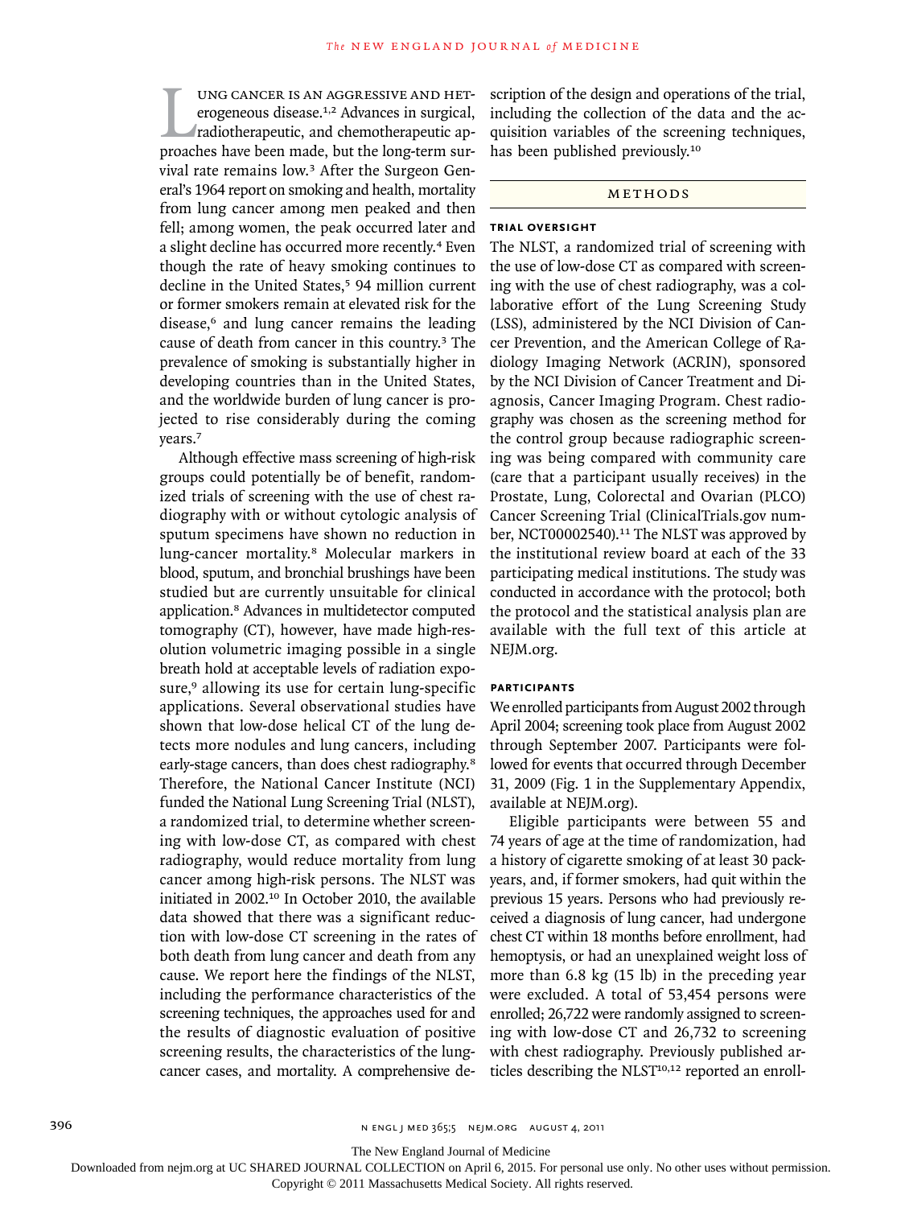Lung cancer is an aggressive and heterogeneous disease.[1,2] Advances in surgical, radiotherapeutic, and chemotherapeutic approaches have been made, but the long-term survival rate remains low.[3] After the Surgeon General's 1964 report on smoking and health, mortality from lung cancer among men peaked and then fell; among women, the peak occurred later and a slight decline has occurred more recently.[4] Even though the rate of heavy smoking continues to decline in the United States,[5] 94 million current or former smokers remain at elevated risk for the disease,[6] and lung cancer remains the leading cause of death from cancer in this country.[3] The prevalence of smoking is substantially higher in developing countries than in the United States, and the worldwide burden of lung cancer is projected to rise considerably during the coming years.[7]

Although effective mass screening of high-risk groups could potentially be of benefit, randomized trials of screening with the use of chest radiography with or without cytologic analysis of sputum specimens have shown no reduction in lung-cancer mortality.[8] Molecular markers in blood, sputum, and bronchial brushings have been studied but are currently unsuitable for clinical application.[8] Advances in multidetector computed tomography (CT), however, have made high-resolution volumetric imaging possible in a single breath hold at acceptable levels of radiation exposure,[9] allowing its use for certain lung-specific applications. Several observational studies have shown that low-dose helical CT of the lung detects more nodules and lung cancers, including early-stage cancers, than does chest radiography.[8] Therefore, the National Cancer Institute (NCI) funded the National Lung Screening Trial (NLST), a randomized trial, to determine whether screening with low-dose CT, as compared with chest radiography, would reduce mortality from lung cancer among high-risk persons. The NLST was initiated in 2002.[10] In October 2010, the available data showed that there was a significant reduction with low-dose CT screening in the rates of both death from lung cancer and death from any cause. We report here the findings of the NLST, including the performance characteristics of the screening techniques, the approaches used for and the results of diagnostic evaluation of positive screening results, the characteristics of the lung-cancer cases, and mortality. A comprehensive description of the design and operations of the trial, including the collection of the data and the acquisition variables of the screening techniques, has been published previously.[10]

## Methods

### Trial Oversight

The NLST, a randomized trial of screening with the use of low-dose CT as compared with screening with the use of chest radiography, was a collaborative effort of the Lung Screening Study (LSS), administered by the NCI Division of Cancer Prevention, and the American College of Radiology Imaging Network (ACRIN), sponsored by the NCI Division of Cancer Treatment and Diagnosis, Cancer Imaging Program. Chest radiography was chosen as the screening method for the control group because radiographic screening was being compared with community care (care that a participant usually receives) in the Prostate, Lung, Colorectal and Ovarian (PLCO) Cancer Screening Trial (ClinicalTrials.gov number, NCT00002540).[11] The NLST was approved by the institutional review board at each of the 33 participating medical institutions. The study was conducted in accordance with the protocol; both the protocol and the statistical analysis plan are available with the full text of this article at NEJM.org.

### Participants

We enrolled participants from August 2002 through April 2004; screening took place from August 2002 through September 2007. Participants were followed for events that occurred through December 31, 2009 (Fig. 1 in the Supplementary Appendix, available at NEJM.org).

Eligible participants were between 55 and 74 years of age at the time of randomization, had a history of cigarette smoking of at least 30 pack-years, and, if former smokers, had quit within the previous 15 years. Persons who had previously received a diagnosis of lung cancer, had undergone chest CT within 18 months before enrollment, had hemoptysis, or had an unexplained weight loss of more than 6.8 kg (15 lb) in the preceding year were excluded. A total of 53,454 persons were enrolled; 26,722 were randomly assigned to screening with low-dose CT and 26,732 to screening with chest radiography. Previously published articles describing the NLST[10,12] reported an enroll-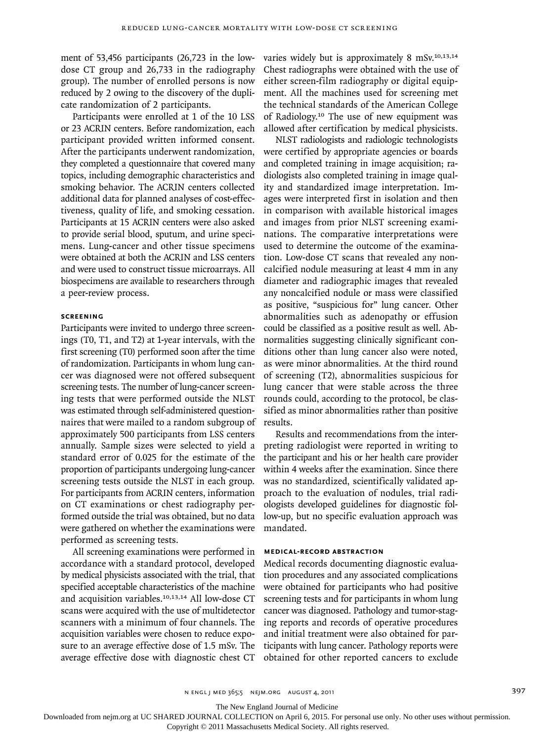ment of 53,456 participants (26,723 in the low-dose CT group and 26,733 in the radiography group). The number of enrolled persons is now reduced by 2 owing to the discovery of the duplicate randomization of 2 participants.

Participants were enrolled at 1 of the 10 LSS or 23 ACRIN centers. Before randomization, each participant provided written informed consent. After the participants underwent randomization, they completed a questionnaire that covered many topics, including demographic characteristics and smoking behavior. The ACRIN centers collected additional data for planned analyses of cost-effectiveness, quality of life, and smoking cessation. Participants at 15 ACRIN centers were also asked to provide serial blood, sputum, and urine specimens. Lung-cancer and other tissue specimens were obtained at both the ACRIN and LSS centers and were used to construct tissue microarrays. All biospecimens are available to researchers through a peer-review process.

### SCREENING

Participants were invited to undergo three screenings (T0, T1, and T2) at 1-year intervals, with the first screening (T0) performed soon after the time of randomization. Participants in whom lung cancer was diagnosed were not offered subsequent screening tests. The number of lung-cancer screening tests that were performed outside the NLST was estimated through self-administered questionnaires that were mailed to a random subgroup of approximately 500 participants from LSS centers annually. Sample sizes were selected to yield a standard error of 0.025 for the estimate of the proportion of participants undergoing lung-cancer screening tests outside the NLST in each group. For participants from ACRIN centers, information on CT examinations or chest radiography performed outside the trial was obtained, but no data were gathered on whether the examinations were performed as screening tests.

All screening examinations were performed in accordance with a standard protocol, developed by medical physicists associated with the trial, that specified acceptable characteristics of the machine and acquisition variables.[10,13,14] All low-dose CT scans were acquired with the use of multidetector scanners with a minimum of four channels. The acquisition variables were chosen to reduce exposure to an average effective dose of 1.5 mSv. The average effective dose with diagnostic chest CT varies widely but is approximately 8 mSv.[10,13,14] Chest radiographs were obtained with the use of either screen-film radiography or digital equipment. All the machines used for screening met the technical standards of the American College of Radiology.[10] The use of new equipment was allowed after certification by medical physicists.

NLST radiologists and radiologic technologists were certified by appropriate agencies or boards and completed training in image acquisition; radiologists also completed training in image quality and standardized image interpretation. Images were interpreted first in isolation and then in comparison with available historical images and images from prior NLST screening examinations. The comparative interpretations were used to determine the outcome of the examination. Low-dose CT scans that revealed any noncalcified nodule measuring at least 4 mm in any diameter and radiographic images that revealed any noncalcified nodule or mass were classified as positive, "suspicious for" lung cancer. Other abnormalities such as adenopathy or effusion could be classified as a positive result as well. Abnormalities suggesting clinically significant conditions other than lung cancer also were noted, as were minor abnormalities. At the third round of screening (T2), abnormalities suspicious for lung cancer that were stable across the three rounds could, according to the protocol, be classified as minor abnormalities rather than positive results.

Results and recommendations from the interpreting radiologist were reported in writing to the participant and his or her health care provider within 4 weeks after the examination. Since there was no standardized, scientifically validated approach to the evaluation of nodules, trial radiologists developed guidelines for diagnostic follow-up, but no specific evaluation approach was mandated.

### MEDICAL-RECORD ABSTRACTION

Medical records documenting diagnostic evaluation procedures and any associated complications were obtained for participants who had positive screening tests and for participants in whom lung cancer was diagnosed. Pathology and tumor-staging reports and records of operative procedures and initial treatment were also obtained for participants with lung cancer. Pathology reports were obtained for other reported cancers to exclude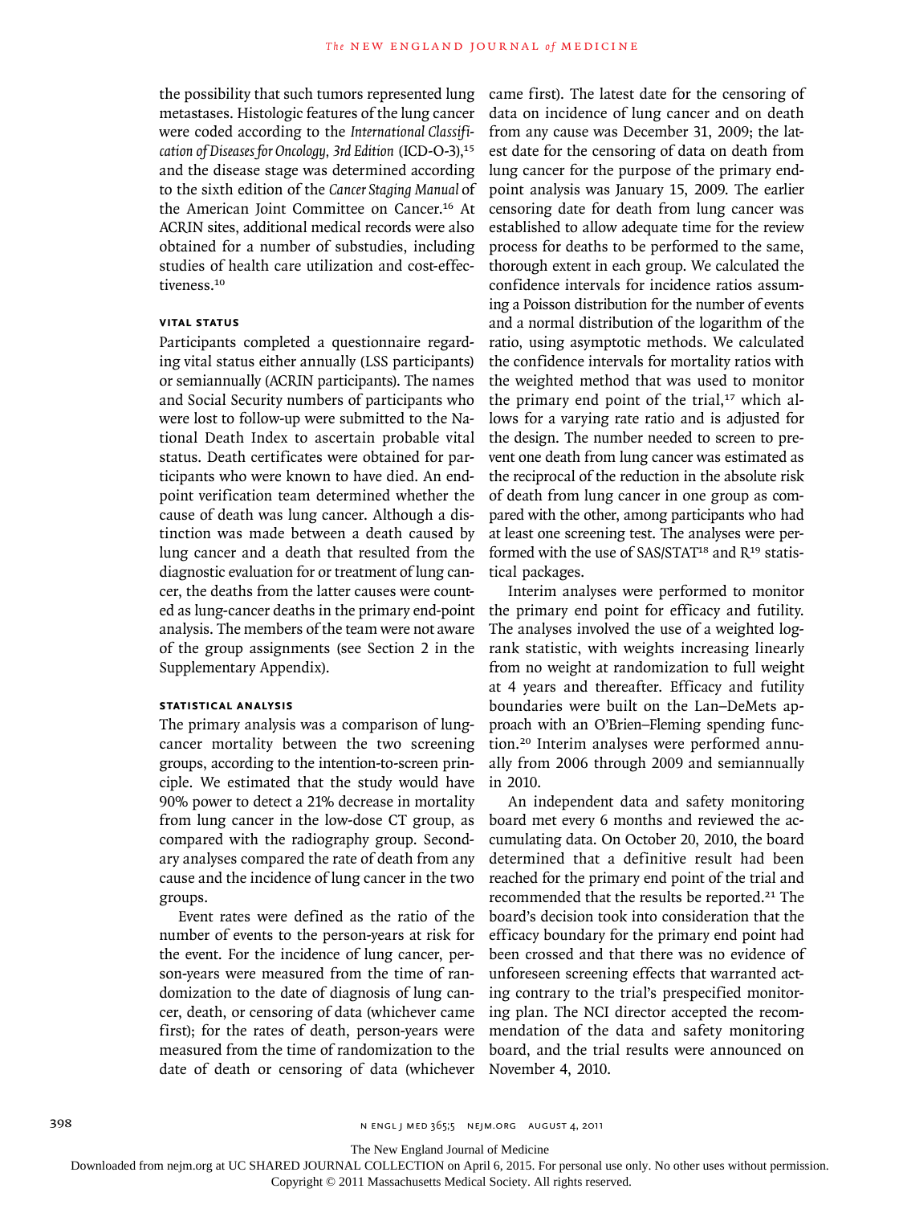the possibility that such tumors represented lung metastases. Histologic features of the lung cancer were coded according to the *International Classification of Diseases for Oncology, 3rd Edition* (ICD-O-3),[15] and the disease stage was determined according to the sixth edition of the *Cancer Staging Manual* of the American Joint Committee on Cancer.[16] At ACRIN sites, additional medical records were also obtained for a number of substudies, including studies of health care utilization and cost-effectiveness.[10]

### VITAL STATUS

Participants completed a questionnaire regarding vital status either annually (LSS participants) or semiannually (ACRIN participants). The names and Social Security numbers of participants who were lost to follow-up were submitted to the National Death Index to ascertain probable vital status. Death certificates were obtained for participants who were known to have died. An end-point verification team determined whether the cause of death was lung cancer. Although a distinction was made between a death caused by lung cancer and a death that resulted from the diagnostic evaluation for or treatment of lung cancer, the deaths from the latter causes were counted as lung-cancer deaths in the primary end-point analysis. The members of the team were not aware of the group assignments (see Section 2 in the Supplementary Appendix).

### STATISTICAL ANALYSIS

The primary analysis was a comparison of lung-cancer mortality between the two screening groups, according to the intention-to-screen principle. We estimated that the study would have 90% power to detect a 21% decrease in mortality from lung cancer in the low-dose CT group, as compared with the radiography group. Secondary analyses compared the rate of death from any cause and the incidence of lung cancer in the two groups.

Event rates were defined as the ratio of the number of events to the person-years at risk for the event. For the incidence of lung cancer, person-years were measured from the time of randomization to the date of diagnosis of lung cancer, death, or censoring of data (whichever came first); for the rates of death, person-years were measured from the time of randomization to the date of death or censoring of data (whichever came first). The latest date for the censoring of data on incidence of lung cancer and on death from any cause was December 31, 2009; the latest date for the censoring of data on death from lung cancer for the purpose of the primary end-point analysis was January 15, 2009. The earlier censoring date for death from lung cancer was established to allow adequate time for the review process for deaths to be performed to the same, thorough extent in each group. We calculated the confidence intervals for incidence ratios assuming a Poisson distribution for the number of events and a normal distribution of the logarithm of the ratio, using asymptotic methods. We calculated the confidence intervals for mortality ratios with the weighted method that was used to monitor the primary end point of the trial,[17] which allows for a varying rate ratio and is adjusted for the design. The number needed to screen to prevent one death from lung cancer was estimated as the reciprocal of the reduction in the absolute risk of death from lung cancer in one group as compared with the other, among participants who had at least one screening test. The analyses were performed with the use of SAS/STAT[18] and R[19] statistical packages.

Interim analyses were performed to monitor the primary end point for efficacy and futility. The analyses involved the use of a weighted log-rank statistic, with weights increasing linearly from no weight at randomization to full weight at 4 years and thereafter. Efficacy and futility boundaries were built on the Lan–DeMets approach with an O'Brien–Fleming spending function.[20] Interim analyses were performed annually from 2006 through 2009 and semiannually in 2010.

An independent data and safety monitoring board met every 6 months and reviewed the accumulating data. On October 20, 2010, the board determined that a definitive result had been reached for the primary end point of the trial and recommended that the results be reported.[21] The board's decision took into consideration that the efficacy boundary for the primary end point had been crossed and that there was no evidence of unforeseen screening effects that warranted acting contrary to the trial's prespecified monitoring plan. The NCI director accepted the recommendation of the data and safety monitoring board, and the trial results were announced on November 4, 2010.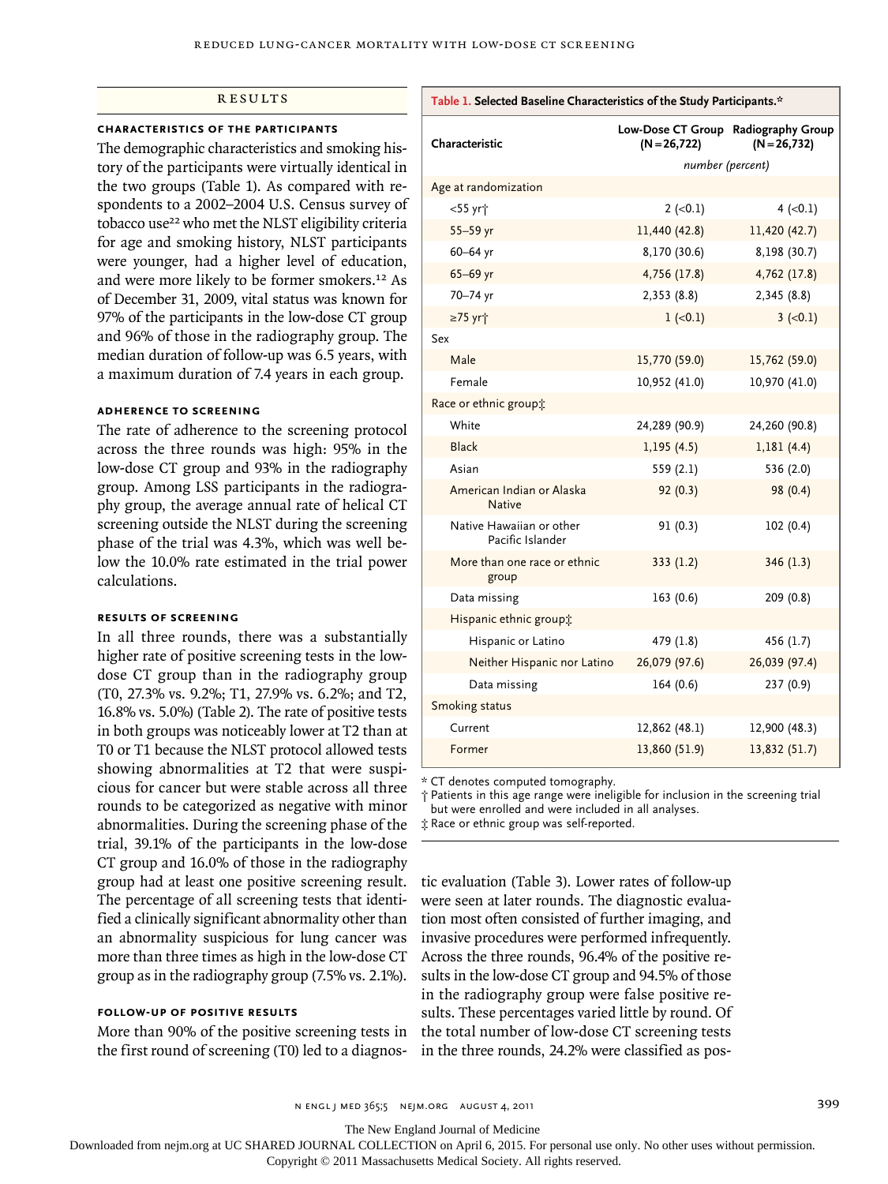## RESULTS

### CHARACTERISTICS OF THE PARTICIPANTS

The demographic characteristics and smoking history of the participants were virtually identical in the two groups (Table 1). As compared with respondents to a 2002–2004 U.S. Census survey of tobacco use[22] who met the NLST eligibility criteria for age and smoking history, NLST participants were younger, had a higher level of education, and were more likely to be former smokers.[12] As of December 31, 2009, vital status was known for 97% of the participants in the low-dose CT group and 96% of those in the radiography group. The median duration of follow-up was 6.5 years, with a maximum duration of 7.4 years in each group.

### ADHERENCE TO SCREENING

The rate of adherence to the screening protocol across the three rounds was high: 95% in the low-dose CT group and 93% in the radiography group. Among LSS participants in the radiography group, the average annual rate of helical CT screening outside the NLST during the screening phase of the trial was 4.3%, which was well below the 10.0% rate estimated in the trial power calculations.

### RESULTS OF SCREENING

In all three rounds, there was a substantially higher rate of positive screening tests in the low-dose CT group than in the radiography group (T0, 27.3% vs. 9.2%; T1, 27.9% vs. 6.2%; and T2, 16.8% vs. 5.0%) (Table 2). The rate of positive tests in both groups was noticeably lower at T2 than at T0 or T1 because the NLST protocol allowed tests showing abnormalities at T2 that were suspicious for cancer but were stable across all three rounds to be categorized as negative with minor abnormalities. During the screening phase of the trial, 39.1% of the participants in the low-dose CT group and 16.0% of those in the radiography group had at least one positive screening result. The percentage of all screening tests that identified a clinically significant abnormality other than an abnormality suspicious for lung cancer was more than three times as high in the low-dose CT group as in the radiography group (7.5% vs. 2.1%).

**Table 1. Selected Baseline Characteristics of the Study Participants.***

| Characteristic | Low-Dose CT Group (N=26,722) | Radiography Group (N=26,732) |
|---|---|---|
| | *number (percent)* | |
| Age at randomization | | |
| <55 yr† | 2 (<0.1) | 4 (<0.1) |
| 55–59 yr | 11,440 (42.8) | 11,420 (42.7) |
| 60–64 yr | 8,170 (30.6) | 8,198 (30.7) |
| 65–69 yr | 4,756 (17.8) | 4,762 (17.8) |
| 70–74 yr | 2,353 (8.8) | 2,345 (8.8) |
| ≥75 yr† | 1 (<0.1) | 3 (<0.1) |
| Sex | | |
| Male | 15,770 (59.0) | 15,762 (59.0) |
| Female | 10,952 (41.0) | 10,970 (41.0) |
| Race or ethnic group‡ | | |
| White | 24,289 (90.9) | 24,260 (90.8) |
| Black | 1,195 (4.5) | 1,181 (4.4) |
| Asian | 559 (2.1) | 536 (2.0) |
| American Indian or Alaska Native | 92 (0.3) | 98 (0.4) |
| Native Hawaiian or other Pacific Islander | 91 (0.3) | 102 (0.4) |
| More than one race or ethnic group | 333 (1.2) | 346 (1.3) |
| Data missing | 163 (0.6) | 209 (0.8) |
| Hispanic ethnic group‡ | | |
| Hispanic or Latino | 479 (1.8) | 456 (1.7) |
| Neither Hispanic nor Latino | 26,079 (97.6) | 26,039 (97.4) |
| Data missing | 164 (0.6) | 237 (0.9) |
| Smoking status | | |
| Current | 12,862 (48.1) | 12,900 (48.3) |
| Former | 13,860 (51.9) | 13,832 (51.7) |

\* CT denotes computed tomography.
† Patients in this age range were ineligible for inclusion in the screening trial but were enrolled and were included in all analyses.
‡ Race or ethnic group was self-reported.

### FOLLOW-UP OF POSITIVE RESULTS

More than 90% of the positive screening tests in the first round of screening (T0) led to a diagnostic evaluation (Table 3). Lower rates of follow-up were seen at later rounds. The diagnostic evaluation most often consisted of further imaging, and invasive procedures were performed infrequently. Across the three rounds, 96.4% of the positive results in the low-dose CT group and 94.5% of those in the radiography group were false positive results. These percentages varied little by round. Of the total number of low-dose CT screening tests in the three rounds, 24.2% were classified as pos-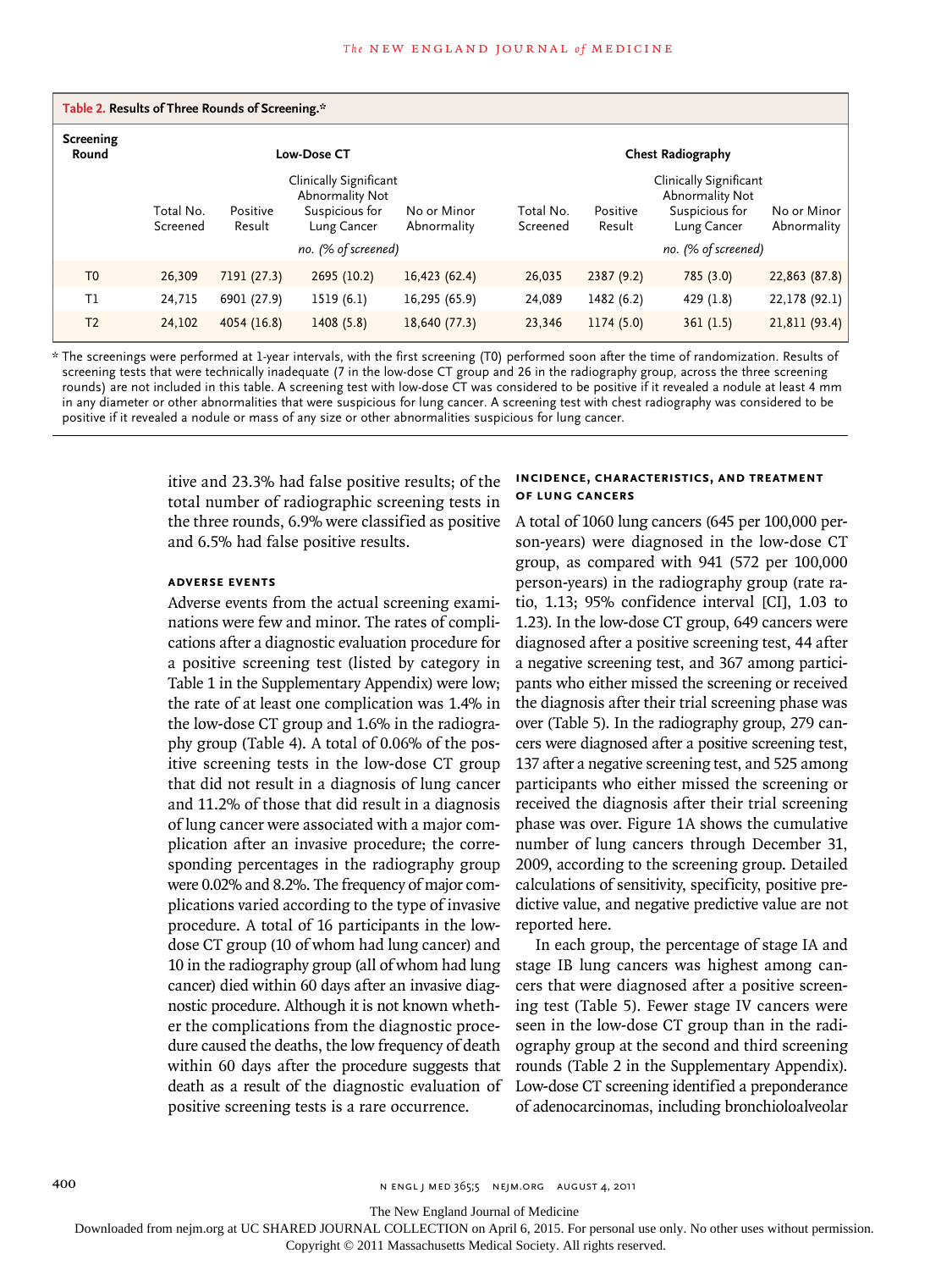**Table 2. Results of Three Rounds of Screening.***

| Screening Round | Low-Dose CT | | | | Chest Radiography | | | |
|---|---|---|---|---|---|---|---|---|
| | Total No. Screened | Positive Result | Clinically Significant Abnormality Not Suspicious for Lung Cancer | No or Minor Abnormality | Total No. Screened | Positive Result | Clinically Significant Abnormality Not Suspicious for Lung Cancer | No or Minor Abnormality |
| | | *no. (% of screened)* | | | | *no. (% of screened)* | | |
| T0 | 26,309 | 7191 (27.3) | 2695 (10.2) | 16,423 (62.4) | 26,035 | 2387 (9.2) | 785 (3.0) | 22,863 (87.8) |
| T1 | 24,715 | 6901 (27.9) | 1519 (6.1) | 16,295 (65.9) | 24,089 | 1482 (6.2) | 429 (1.8) | 22,178 (92.1) |
| T2 | 24,102 | 4054 (16.8) | 1408 (5.8) | 18,640 (77.3) | 23,346 | 1174 (5.0) | 361 (1.5) | 21,811 (93.4) |

* The screenings were performed at 1-year intervals, with the first screening (T0) performed soon after the time of randomization. Results of screening tests that were technically inadequate (7 in the low-dose CT group and 26 in the radiography group, across the three screening rounds) are not included in this table. A screening test with low-dose CT was considered to be positive if it revealed a nodule at least 4 mm in any diameter or other abnormalities that were suspicious for lung cancer. A screening test with chest radiography was considered to be positive if it revealed a nodule or mass of any size or other abnormalities suspicious for lung cancer.

itive and 23.3% had false positive results; of the total number of radiographic screening tests in the three rounds, 6.9% were classified as positive and 6.5% had false positive results.

### ADVERSE EVENTS

Adverse events from the actual screening examinations were few and minor. The rates of complications after a diagnostic evaluation procedure for a positive screening test (listed by category in Table 1 in the Supplementary Appendix) were low; the rate of at least one complication was 1.4% in the low-dose CT group and 1.6% in the radiography group (Table 4). A total of 0.06% of the positive screening tests in the low-dose CT group that did not result in a diagnosis of lung cancer and 11.2% of those that did result in a diagnosis of lung cancer were associated with a major complication after an invasive procedure; the corresponding percentages in the radiography group were 0.02% and 8.2%. The frequency of major complications varied according to the type of invasive procedure. A total of 16 participants in the low-dose CT group (10 of whom had lung cancer) and 10 in the radiography group (all of whom had lung cancer) died within 60 days after an invasive diagnostic procedure. Although it is not known whether the complications from the diagnostic procedure caused the deaths, the low frequency of death within 60 days after the procedure suggests that death as a result of the diagnostic evaluation of positive screening tests is a rare occurrence.

### INCIDENCE, CHARACTERISTICS, AND TREATMENT OF LUNG CANCERS

A total of 1060 lung cancers (645 per 100,000 person-years) were diagnosed in the low-dose CT group, as compared with 941 (572 per 100,000 person-years) in the radiography group (rate ratio, 1.13; 95% confidence interval [CI], 1.03 to 1.23). In the low-dose CT group, 649 cancers were diagnosed after a positive screening test, 44 after a negative screening test, and 367 among participants who either missed the screening or received the diagnosis after their trial screening phase was over (Table 5). In the radiography group, 279 cancers were diagnosed after a positive screening test, 137 after a negative screening test, and 525 among participants who either missed the screening or received the diagnosis after their trial screening phase was over. Figure 1A shows the cumulative number of lung cancers through December 31, 2009, according to the screening group. Detailed calculations of sensitivity, specificity, positive predictive value, and negative predictive value are not reported here.

In each group, the percentage of stage IA and stage IB lung cancers was highest among cancers that were diagnosed after a positive screening test (Table 5). Fewer stage IV cancers were seen in the low-dose CT group than in the radiography group at the second and third screening rounds (Table 2 in the Supplementary Appendix). Low-dose CT screening identified a preponderance of adenocarcinomas, including bronchioloalveolar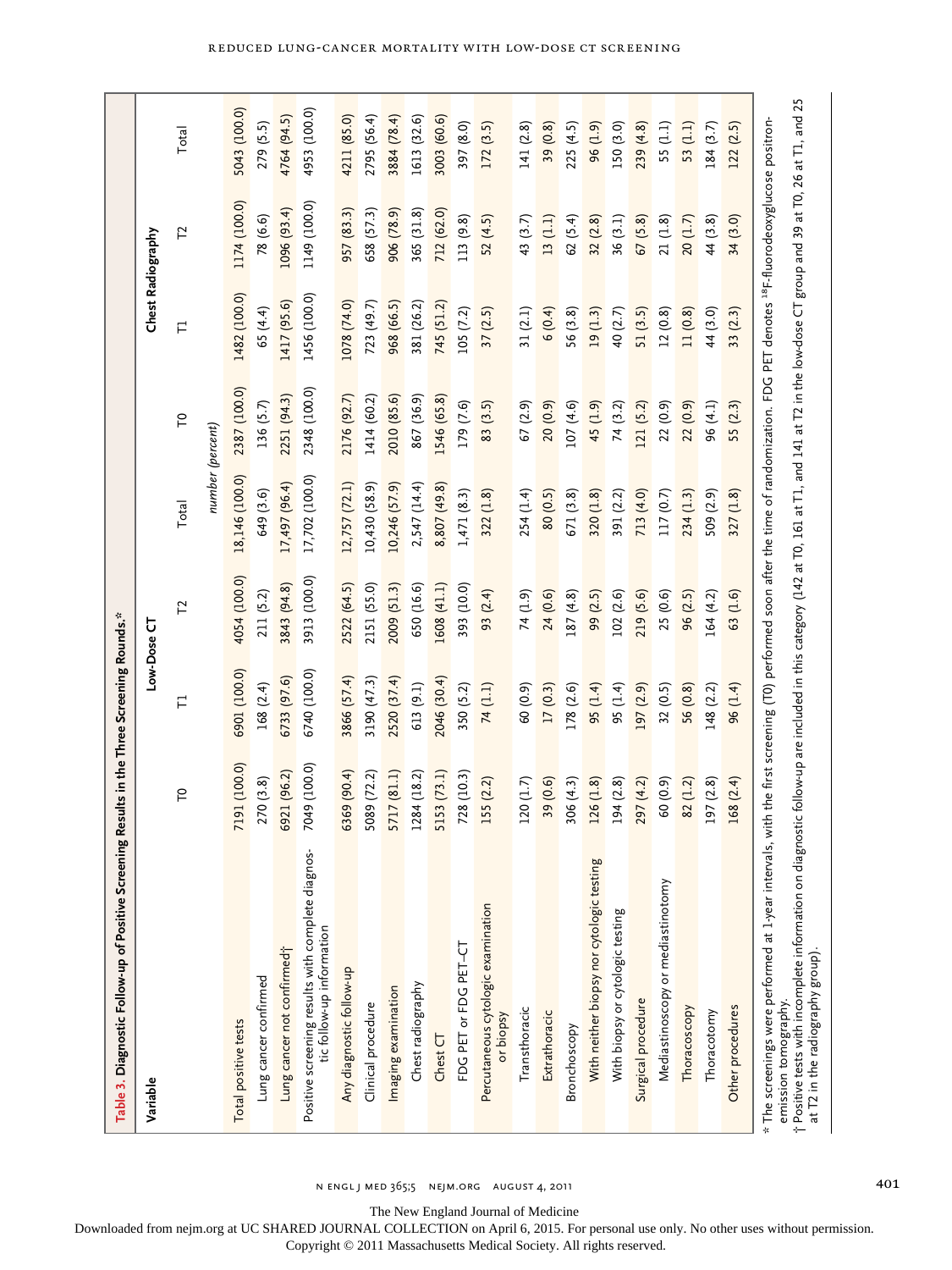**Table 3. Diagnostic Follow-up of Positive Screening Results in the Three Screening Rounds.***

| Variable | Low-Dose CT | | | | Chest Radiography | | | |
|---|---|---|---|---|---|---|---|---|
| | T0 | T1 | T2 | Total | T0 | T1 | T2 | Total |
| | *number (percent)* | | | | | | | |
| Total positive tests | 7191 (100.0) | 6901 (100.0) | 4054 (100.0) | 18,146 (100.0) | 2387 (100.0) | 1482 (100.0) | 1174 (100.0) | 5043 (100.0) |
| Lung cancer confirmed | 270 (3.8) | 168 (2.4) | 211 (5.2) | 649 (3.6) | 136 (5.7) | 65 (4.4) | 78 (6.6) | 279 (5.5) |
| Lung cancer not confirmed† | 6921 (96.2) | 6733 (97.6) | 3843 (94.8) | 17,497 (96.4) | 2251 (94.3) | 1417 (95.6) | 1096 (93.4) | 4764 (94.5) |
| Positive screening results with complete diagnostic follow-up information | 7049 (100.0) | 6740 (100.0) | 3913 (100.0) | 17,702 (100.0) | 2348 (100.0) | 1456 (100.0) | 1149 (100.0) | 4953 (100.0) |
| Any diagnostic follow-up | 6369 (90.4) | 3866 (57.4) | 2522 (64.5) | 12,757 (72.1) | 2176 (92.7) | 1078 (74.0) | 957 (83.3) | 4211 (85.0) |
| Clinical procedure | 5089 (72.2) | 3190 (47.3) | 2151 (55.0) | 10,430 (58.9) | 1414 (60.2) | 723 (49.7) | 658 (57.3) | 2795 (56.4) |
| Imaging examination | 5717 (81.1) | 2520 (37.4) | 2009 (51.3) | 10,246 (57.9) | 2010 (85.6) | 968 (66.5) | 906 (78.9) | 3884 (78.4) |
| Chest radiography | 1284 (18.2) | 613 (9.1) | 650 (16.6) | 2,547 (14.4) | 867 (36.9) | 381 (26.2) | 365 (31.8) | 1613 (32.6) |
| Chest CT | 5153 (73.1) | 2046 (30.4) | 1608 (41.1) | 8,807 (49.8) | 1546 (65.8) | 745 (51.2) | 712 (62.0) | 3003 (60.6) |
| FDG PET or FDG PET–CT | 728 (10.3) | 350 (5.2) | 393 (10.0) | 1,471 (8.3) | 179 (7.6) | 105 (7.2) | 113 (9.8) | 397 (8.0) |
| Percutaneous cytologic examination or biopsy | 155 (2.2) | 74 (1.1) | 93 (2.4) | 322 (1.8) | 83 (3.5) | 37 (2.5) | 52 (4.5) | 172 (3.5) |
| Transthoracic | 120 (1.7) | 60 (0.9) | 74 (1.9) | 254 (1.4) | 67 (2.9) | 31 (2.1) | 43 (3.7) | 141 (2.8) |
| Extrathoracic | 39 (0.6) | 17 (0.3) | 24 (0.6) | 80 (0.5) | 20 (0.9) | 6 (0.4) | 13 (1.1) | 39 (0.8) |
| Bronchoscopy | 306 (4.3) | 178 (2.6) | 187 (4.8) | 671 (3.8) | 107 (4.6) | 56 (3.8) | 62 (5.4) | 225 (4.5) |
| With neither biopsy nor cytologic testing | 126 (1.8) | 95 (1.4) | 99 (2.5) | 320 (1.8) | 45 (1.9) | 19 (1.3) | 32 (2.8) | 96 (1.9) |
| With biopsy or cytologic testing | 194 (2.8) | 95 (1.4) | 102 (2.6) | 391 (2.2) | 74 (3.2) | 40 (2.7) | 36 (3.1) | 150 (3.0) |
| Surgical procedure | 297 (4.2) | 197 (2.9) | 219 (5.6) | 713 (4.0) | 121 (5.2) | 51 (3.5) | 67 (5.8) | 239 (4.8) |
| Mediastinoscopy or mediastinotomy | 60 (0.9) | 32 (0.5) | 25 (0.6) | 117 (0.7) | 22 (0.9) | 12 (0.8) | 21 (1.8) | 55 (1.1) |
| Thoracoscopy | 82 (1.2) | 56 (0.8) | 96 (2.5) | 234 (1.3) | 22 (0.9) | 11 (0.8) | 20 (1.7) | 53 (1.1) |
| Thoracotomy | 197 (2.8) | 148 (2.2) | 164 (4.2) | 509 (2.9) | 96 (4.1) | 44 (3.0) | 44 (3.8) | 184 (3.7) |
| Other procedures | 168 (2.4) | 96 (1.4) | 63 (1.6) | 327 (1.8) | 55 (2.3) | 33 (2.3) | 34 (3.0) | 122 (2.5) |

\* The screenings were performed at 1-year intervals, with the first screening (T0) performed soon after the time of randomization. FDG PET denotes [18]F-fluorodeoxyglucose positron-emission tomography.

† Positive tests with incomplete information on diagnostic follow-up are included in this category (142 at T0, 161 at T1, and 141 at T2 in the low-dose CT group and 39 at T0, 26 at T1, and 25 at T2 in the radiography group).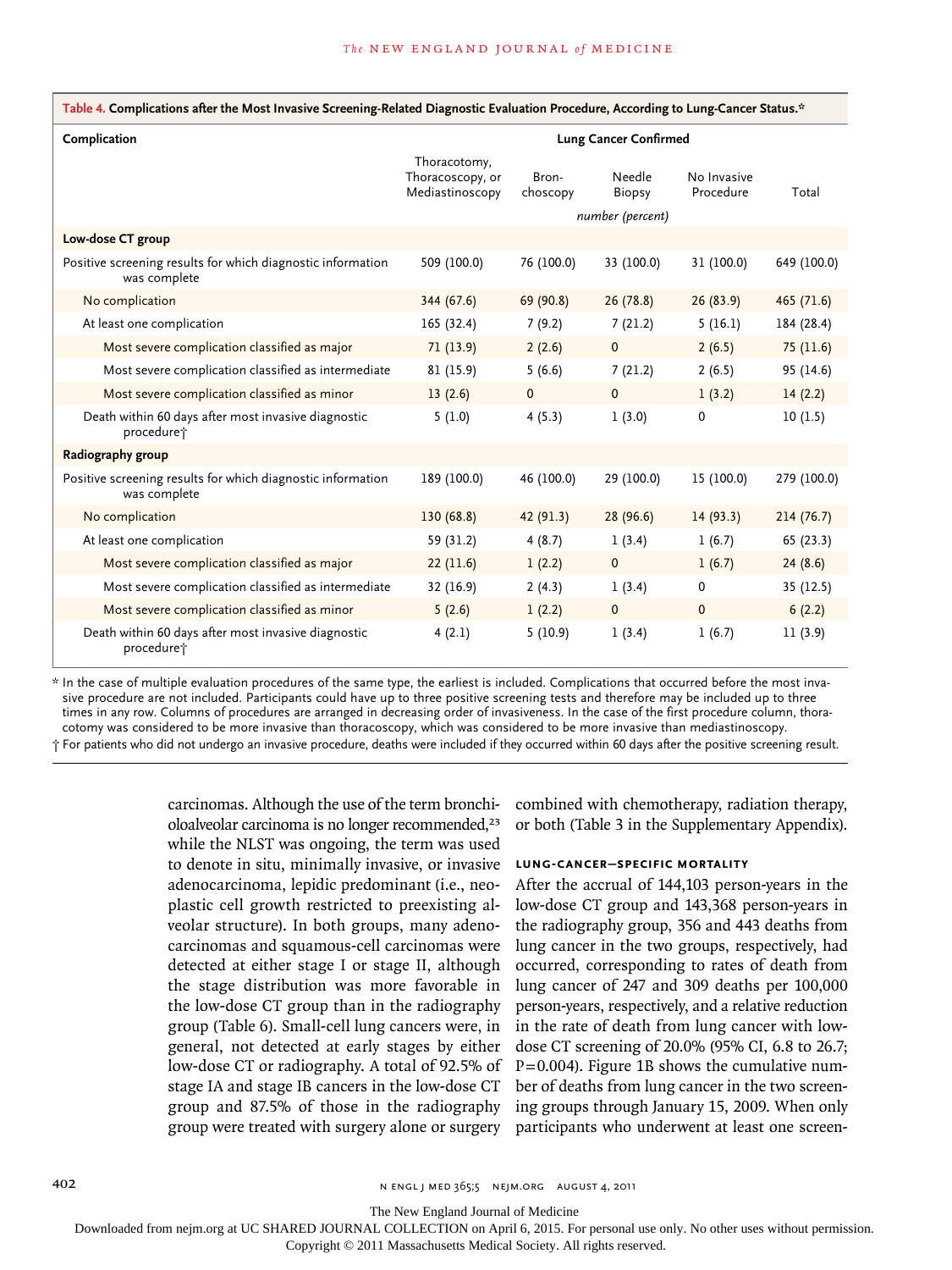**Table 4. Complications after the Most Invasive Screening-Related Diagnostic Evaluation Procedure, According to Lung-Cancer Status.***

| Complication | Lung Cancer Confirmed | | | | |
|---|---|---|---|---|---|
| | Thoracotomy, Thoracoscopy, or Mediastinoscopy | Bronchoscopy | Needle Biopsy | No Invasive Procedure | Total |
| | *number (percent)* | | | | |
| **Low-dose CT group** | | | | | |
| Positive screening results for which diagnostic information was complete | 509 (100.0) | 76 (100.0) | 33 (100.0) | 31 (100.0) | 649 (100.0) |
| No complication | 344 (67.6) | 69 (90.8) | 26 (78.8) | 26 (83.9) | 465 (71.6) |
| At least one complication | 165 (32.4) | 7 (9.2) | 7 (21.2) | 5 (16.1) | 184 (28.4) |
| Most severe complication classified as major | 71 (13.9) | 2 (2.6) | 0 | 2 (6.5) | 75 (11.6) |
| Most severe complication classified as intermediate | 81 (15.9) | 5 (6.6) | 7 (21.2) | 2 (6.5) | 95 (14.6) |
| Most severe complication classified as minor | 13 (2.6) | 0 | 0 | 1 (3.2) | 14 (2.2) |
| Death within 60 days after most invasive diagnostic procedure† | 5 (1.0) | 4 (5.3) | 1 (3.0) | 0 | 10 (1.5) |
| **Radiography group** | | | | | |
| Positive screening results for which diagnostic information was complete | 189 (100.0) | 46 (100.0) | 29 (100.0) | 15 (100.0) | 279 (100.0) |
| No complication | 130 (68.8) | 42 (91.3) | 28 (96.6) | 14 (93.3) | 214 (76.7) |
| At least one complication | 59 (31.2) | 4 (8.7) | 1 (3.4) | 1 (6.7) | 65 (23.3) |
| Most severe complication classified as major | 22 (11.6) | 1 (2.2) | 0 | 1 (6.7) | 24 (8.6) |
| Most severe complication classified as intermediate | 32 (16.9) | 2 (4.3) | 1 (3.4) | 0 | 35 (12.5) |
| Most severe complication classified as minor | 5 (2.6) | 1 (2.2) | 0 | 0 | 6 (2.2) |
| Death within 60 days after most invasive diagnostic procedure† | 4 (2.1) | 5 (10.9) | 1 (3.4) | 1 (6.7) | 11 (3.9) |

\* In the case of multiple evaluation procedures of the same type, the earliest is included. Complications that occurred before the most invasive procedure are not included. Participants could have up to three positive screening tests and therefore may be included up to three times in any row. Columns of procedures are arranged in decreasing order of invasiveness. In the case of the first procedure column, thoracotomy was considered to be more invasive than thoracoscopy, which was considered to be more invasive than mediastinoscopy.

† For patients who did not undergo an invasive procedure, deaths were included if they occurred within 60 days after the positive screening result.

carcinomas. Although the use of the term bronchioloalveolar carcinoma is no longer recommended,[23] while the NLST was ongoing, the term was used to denote in situ, minimally invasive, or invasive adenocarcinoma, lepidic predominant (i.e., neoplastic cell growth restricted to preexisting alveolar structure). In both groups, many adenocarcinomas and squamous-cell carcinomas were detected at either stage I or stage II, although the stage distribution was more favorable in the low-dose CT group than in the radiography group (Table 6). Small-cell lung cancers were, in general, not detected at early stages by either low-dose CT or radiography. A total of 92.5% of stage IA and stage IB cancers in the low-dose CT group and 87.5% of those in the radiography group were treated with surgery alone or surgery combined with chemotherapy, radiation therapy, or both (Table 3 in the Supplementary Appendix).

### LUNG-CANCER–SPECIFIC MORTALITY

After the accrual of 144,103 person-years in the low-dose CT group and 143,368 person-years in the radiography group, 356 and 443 deaths from lung cancer in the two groups, respectively, had occurred, corresponding to rates of death from lung cancer of 247 and 309 deaths per 100,000 person-years, respectively, and a relative reduction in the rate of death from lung cancer with low-dose CT screening of 20.0% (95% CI, 6.8 to 26.7; P=0.004). Figure 1B shows the cumulative number of deaths from lung cancer in the two screening groups through January 15, 2009. When only participants who underwent at least one screen-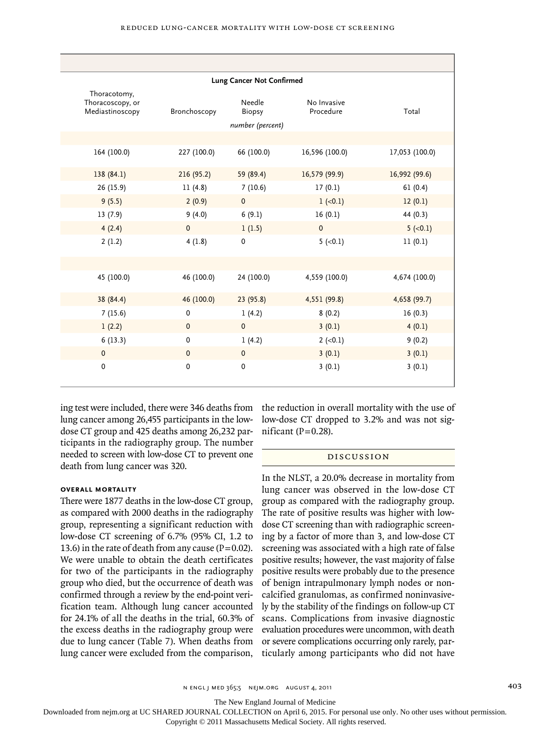| Lung Cancer Not Confirmed | | | | |
|---|---|---|---|---|
| Thoracotomy, Thoracoscopy, or Mediastinoscopy | Bronchoscopy | Needle Biopsy | No Invasive Procedure | Total |
| | | *number (percent)* | | |
| | | | | |
| 164 (100.0) | 227 (100.0) | 66 (100.0) | 16,596 (100.0) | 17,053 (100.0) |
| 138 (84.1) | 216 (95.2) | 59 (89.4) | 16,579 (99.9) | 16,992 (99.6) |
| 26 (15.9) | 11 (4.8) | 7 (10.6) | 17 (0.1) | 61 (0.4) |
| 9 (5.5) | 2 (0.9) | 0 | 1 (<0.1) | 12 (0.1) |
| 13 (7.9) | 9 (4.0) | 6 (9.1) | 16 (0.1) | 44 (0.3) |
| 4 (2.4) | 0 | 1 (1.5) | 0 | 5 (<0.1) |
| 2 (1.2) | 4 (1.8) | 0 | 5 (<0.1) | 11 (0.1) |
| | | | | |
| 45 (100.0) | 46 (100.0) | 24 (100.0) | 4,559 (100.0) | 4,674 (100.0) |
| 38 (84.4) | 46 (100.0) | 23 (95.8) | 4,551 (99.8) | 4,658 (99.7) |
| 7 (15.6) | 0 | 1 (4.2) | 8 (0.2) | 16 (0.3) |
| 1 (2.2) | 0 | 0 | 3 (0.1) | 4 (0.1) |
| 6 (13.3) | 0 | 1 (4.2) | 2 (<0.1) | 9 (0.2) |
| 0 | 0 | 0 | 3 (0.1) | 3 (0.1) |
| 0 | 0 | 0 | 3 (0.1) | 3 (0.1) |

ing test were included, there were 346 deaths from lung cancer among 26,455 participants in the low-dose CT group and 425 deaths among 26,232 participants in the radiography group. The number needed to screen with low-dose CT to prevent one death from lung cancer was 320.

### OVERALL MORTALITY

There were 1877 deaths in the low-dose CT group, as compared with 2000 deaths in the radiography group, representing a significant reduction with low-dose CT screening of 6.7% (95% CI, 1.2 to 13.6) in the rate of death from any cause (P=0.02). We were unable to obtain the death certificates for two of the participants in the radiography group who died, but the occurrence of death was confirmed through a review by the end-point verification team. Although lung cancer accounted for 24.1% of all the deaths in the trial, 60.3% of the excess deaths in the radiography group were due to lung cancer (Table 7). When deaths from lung cancer were excluded from the comparison, the reduction in overall mortality with the use of low-dose CT dropped to 3.2% and was not significant (P=0.28).

## DISCUSSION

In the NLST, a 20.0% decrease in mortality from lung cancer was observed in the low-dose CT group as compared with the radiography group. The rate of positive results was higher with low-dose CT screening than with radiographic screening by a factor of more than 3, and low-dose CT screening was associated with a high rate of false positive results; however, the vast majority of false positive results were probably due to the presence of benign intrapulmonary lymph nodes or noncalcified granulomas, as confirmed noninvasively by the stability of the findings on follow-up CT scans. Complications from invasive diagnostic evaluation procedures were uncommon, with death or severe complications occurring only rarely, particularly among participants who did not have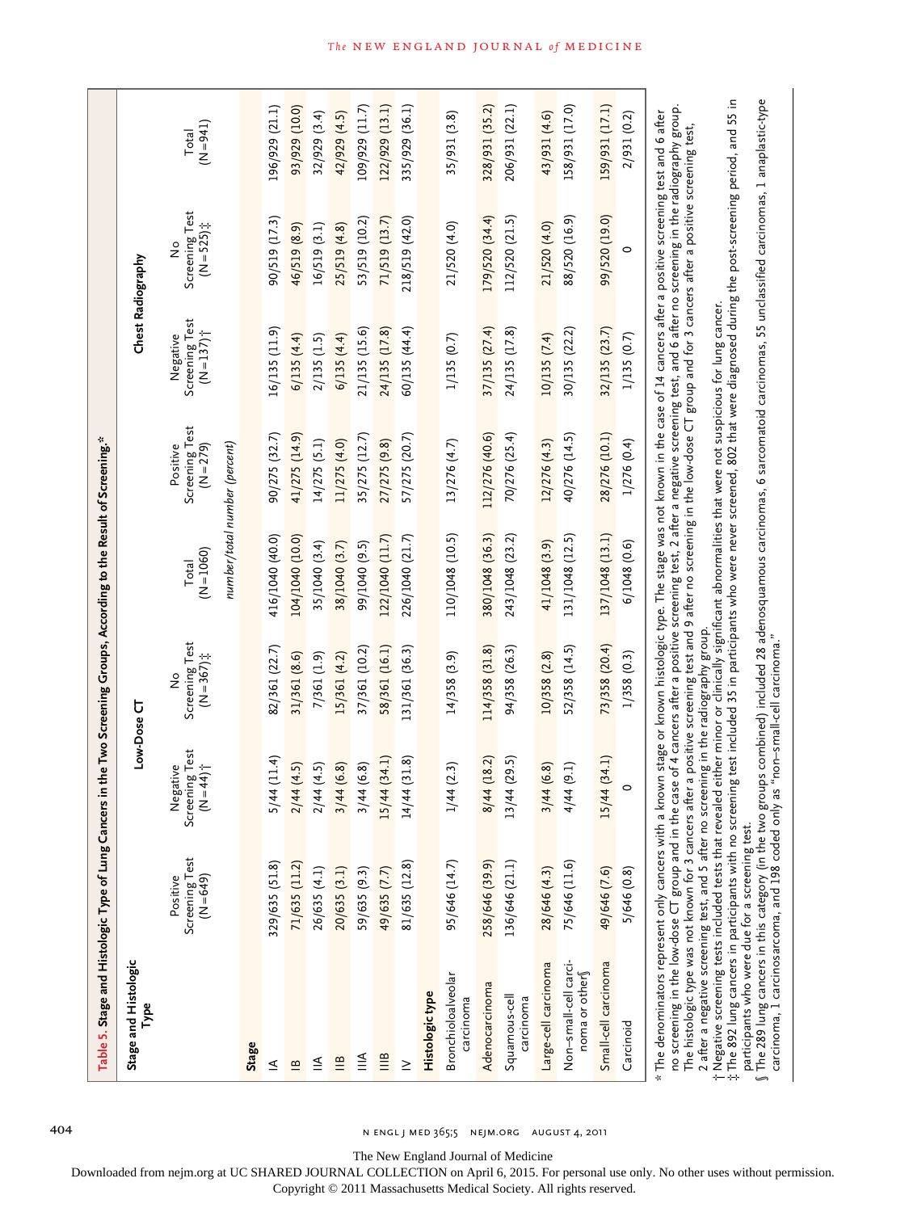**Table 5. Stage and Histologic Type of Lung Cancers in the Two Screening Groups, According to the Result of Screening.***

| Stage and Histologic Type | Low-Dose CT | | | | Chest Radiography | | | |
|---|---|---|---|---|---|---|---|---|
| | Positive Screening Test (N=649) | Negative Screening Test (N=44)† | No Screening Test (N=367)‡ | Total (N=1060) | Positive Screening Test (N=279) | Negative Screening Test (N=137)† | No Screening Test (N=525)‡ | Total (N=941) |
| | *number/total number (percent)* | | | | | | | |
| **Stage** | | | | | | | | |
| IA | 329/635 (51.8) | 5/44 (11.4) | 82/361 (22.7) | 416/1040 (40.0) | 90/275 (32.7) | 16/135 (11.9) | 90/519 (17.3) | 196/929 (21.1) |
| IB | 71/635 (11.2) | 2/44 (4.5) | 31/361 (8.6) | 104/1040 (10.0) | 41/275 (14.9) | 6/135 (4.4) | 46/519 (8.9) | 93/929 (10.0) |
| IIA | 26/635 (4.1) | 2/44 (4.5) | 7/361 (1.9) | 35/1040 (3.4) | 14/275 (5.1) | 2/135 (1.5) | 16/519 (3.1) | 32/929 (3.4) |
| IIB | 20/635 (3.1) | 3/44 (6.8) | 15/361 (4.2) | 38/1040 (3.7) | 11/275 (4.0) | 6/135 (4.4) | 25/519 (4.8) | 42/929 (4.5) |
| IIIA | 59/635 (9.3) | 3/44 (6.8) | 37/361 (10.2) | 99/1040 (9.5) | 35/275 (12.7) | 21/135 (15.6) | 53/519 (10.2) | 109/929 (11.7) |
| IIIB | 49/635 (7.7) | 15/44 (34.1) | 58/361 (16.1) | 122/1040 (11.7) | 27/275 (9.8) | 24/135 (17.8) | 71/519 (13.7) | 122/929 (13.1) |
| IV | 81/635 (12.8) | 14/44 (31.8) | 131/361 (36.3) | 226/1040 (21.7) | 57/275 (20.7) | 60/135 (44.4) | 218/519 (42.0) | 335/929 (36.1) |
| **Histologic type** | | | | | | | | |
| Bronchioloalveolar carcinoma | 95/646 (14.7) | 1/44 (2.3) | 14/358 (3.9) | 110/1048 (10.5) | 13/276 (4.7) | 1/135 (0.7) | 21/520 (4.0) | 35/931 (3.8) |
| Adenocarcinoma | 258/646 (39.9) | 8/44 (18.2) | 114/358 (31.8) | 380/1048 (36.3) | 112/276 (40.6) | 37/135 (27.4) | 179/520 (34.4) | 328/931 (35.2) |
| Squamous-cell carcinoma | 136/646 (21.1) | 13/44 (29.5) | 94/358 (26.3) | 243/1048 (23.2) | 70/276 (25.4) | 24/135 (17.8) | 112/520 (21.5) | 206/931 (22.1) |
| Large-cell carcinoma | 28/646 (4.3) | 3/44 (6.8) | 10/358 (2.8) | 41/1048 (3.9) | 12/276 (4.3) | 10/135 (7.4) | 21/520 (4.0) | 43/931 (4.6) |
| Non–small-cell carcinoma or other§ | 75/646 (11.6) | 4/44 (9.1) | 52/358 (14.5) | 131/1048 (12.5) | 40/276 (14.5) | 30/135 (22.2) | 88/520 (16.9) | 158/931 (17.0) |
| Small-cell carcinoma | 49/646 (7.6) | 15/44 (34.1) | 73/358 (20.4) | 137/1048 (13.1) | 28/276 (10.1) | 32/135 (23.7) | 99/520 (19.0) | 159/931 (17.1) |
| Carcinoid | 5/646 (0.8) | 0 | 1/358 (0.3) | 6/1048 (0.6) | 1/276 (0.4) | 1/135 (0.7) | 0 | 2/931 (0.2) |

\* The denominators represent only cancers with a known stage or known histologic type. The stage was not known in the case of 14 cancers after a positive screening test and 6 after no screening in the low-dose CT group and in the case of 4 cancers after a positive screening test, 2 after a negative screening test, and 6 after no screening in the radiography group. The histologic type was not known for 3 cancers after a positive screening test and 9 after no screening in the low-dose CT group and for 3 cancers after a positive screening test, 2 after a negative screening test, and 5 after no screening in the radiography group.

† Negative screening tests included tests that revealed either minor or clinically significant abnormalities that were not suspicious for lung cancer.

‡ The 892 lung cancers in participants with no screening test included 35 in participants who were never screened, 802 that were diagnosed during the post-screening period, and 55 in participants who were due for a screening test.

§ The 289 lung cancers in this category (in the two groups combined) included 28 adenosquamous carcinomas, 6 sarcomatoid carcinomas, 55 unclassified carcinomas, 1 anaplastic-type carcinoma, 1 carcinosarcoma, and 198 coded only as "non–small-cell carcinoma."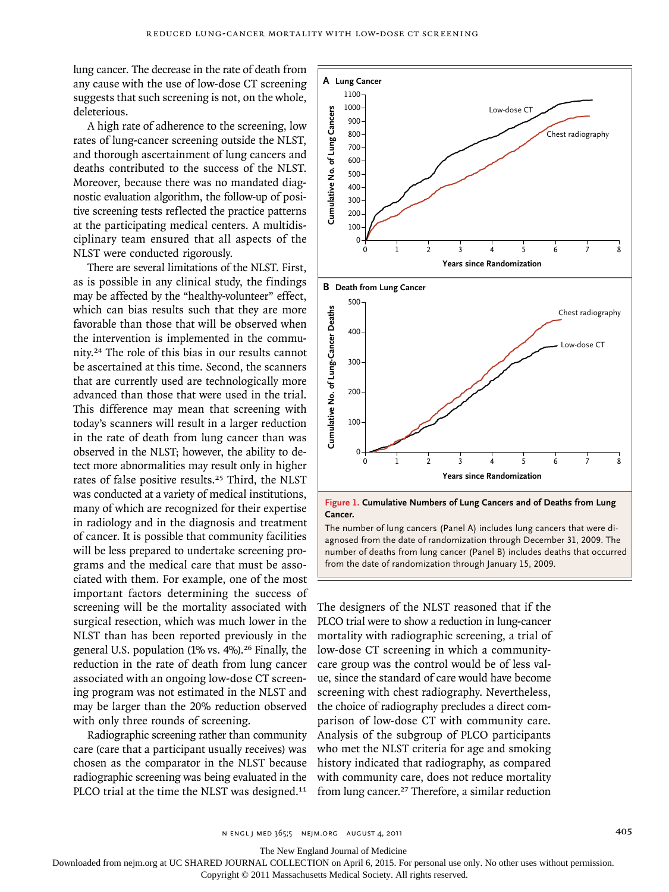lung cancer. The decrease in the rate of death from any cause with the use of low-dose CT screening suggests that such screening is not, on the whole, deleterious.

A high rate of adherence to the screening, low rates of lung-cancer screening outside the NLST, and thorough ascertainment of lung cancers and deaths contributed to the success of the NLST. Moreover, because there was no mandated diagnostic evaluation algorithm, the follow-up of positive screening tests reflected the practice patterns at the participating medical centers. A multidisciplinary team ensured that all aspects of the NLST were conducted rigorously.

There are several limitations of the NLST. First, as is possible in any clinical study, the findings may be affected by the "healthy-volunteer" effect, which can bias results such that they are more favorable than those that will be observed when the intervention is implemented in the community.[24] The role of this bias in our results cannot be ascertained at this time. Second, the scanners that are currently used are technologically more advanced than those that were used in the trial. This difference may mean that screening with today's scanners will result in a larger reduction in the rate of death from lung cancer than was observed in the NLST; however, the ability to detect more abnormalities may result only in higher rates of false positive results.[25] Third, the NLST was conducted at a variety of medical institutions, many of which are recognized for their expertise in radiology and in the diagnosis and treatment of cancer. It is possible that community facilities will be less prepared to undertake screening programs and the medical care that must be associated with them. For example, one of the most important factors determining the success of screening will be the mortality associated with surgical resection, which was much lower in the NLST than has been reported previously in the general U.S. population (1% vs. 4%).[26] Finally, the reduction in the rate of death from lung cancer associated with an ongoing low-dose CT screening program was not estimated in the NLST and may be larger than the 20% reduction observed with only three rounds of screening.

Radiographic screening rather than community care (care that a participant usually receives) was chosen as the comparator in the NLST because radiographic screening was being evaluated in the PLCO trial at the time the NLST was designed.[11] The designers of the NLST reasoned that if the PLCO trial were to show a reduction in lung-cancer mortality with radiographic screening, a trial of low-dose CT screening in which a community-care group was the control would be of less value, since the standard of care would have become screening with chest radiography. Nevertheless, the choice of radiography precludes a direct comparison of low-dose CT with community care. Analysis of the subgroup of PLCO participants who met the NLST criteria for age and smoking history indicated that radiography, as compared with community care, does not reduce mortality from lung cancer.[27] Therefore, a similar reduction

**Figure 1. Cumulative Numbers of Lung Cancers and of Deaths from Lung Cancer.**

The number of lung cancers (Panel A) includes lung cancers that were diagnosed from the date of randomization through December 31, 2009. The number of deaths from lung cancer (Panel B) includes deaths that occurred from the date of randomization through January 15, 2009.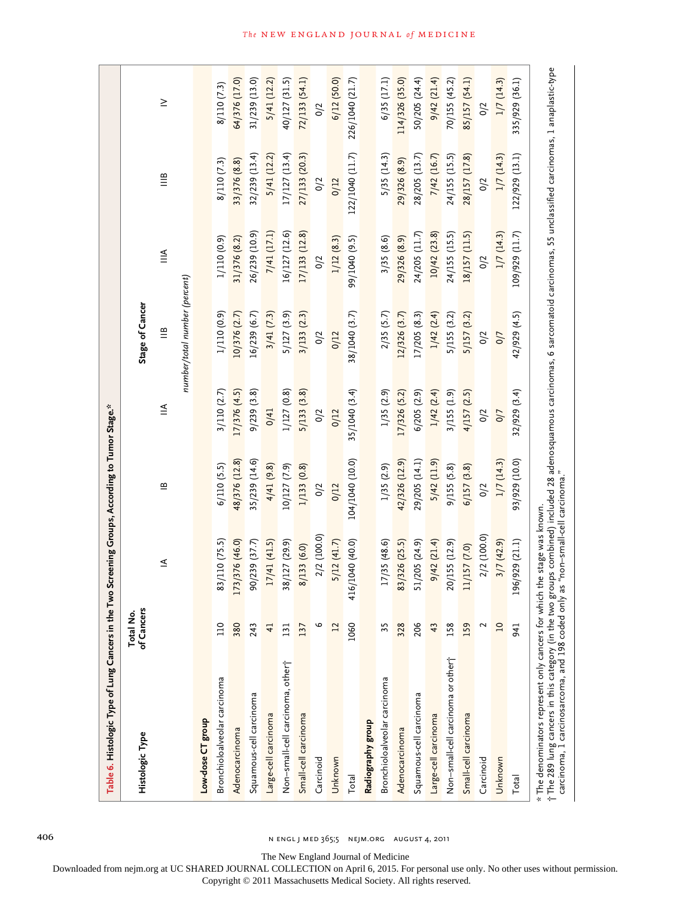**Table 6. Histologic Type of Lung Cancers in the Two Screening Groups, According to Tumor Stage.***

| Histologic Type | Total No. of Cancers | Stage of Cancer | | | | | | |
|---|---|---|---|---|---|---|---|---|
| | | IA | IB | IIA | IIB | IIIA | IIIB | IV |
| | | *number/total number (percent)* | | | | | | |
| **Low-dose CT group** | | | | | | | | |
| Bronchioloalveolar carcinoma | 110 | 83/110 (75.5) | 6/110 (5.5) | 3/110 (2.7) | 1/110 (0.9) | 1/110 (0.9) | 8/110 (7.3) | 8/110 (7.3) |
| Adenocarcinoma | 380 | 173/376 (46.0) | 48/376 (12.8) | 17/376 (4.5) | 10/376 (2.7) | 31/376 (8.2) | 33/376 (8.8) | 64/376 (17.0) |
| Squamous-cell carcinoma | 243 | 90/239 (37.7) | 35/239 (14.6) | 9/239 (3.8) | 16/239 (6.7) | 26/239 (10.9) | 32/239 (13.4) | 31/239 (13.0) |
| Large-cell carcinoma | 41 | 17/41 (41.5) | 4/41 (9.8) | 0/41 | 3/41 (7.3) | 7/41 (17.1) | 5/41 (12.2) | 5/41 (12.2) |
| Non–small-cell carcinoma, other† | 131 | 38/127 (29.9) | 10/127 (7.9) | 1/127 (0.8) | 5/127 (3.9) | 16/127 (12.6) | 17/127 (13.4) | 40/127 (31.5) |
| Small-cell carcinoma | 137 | 8/133 (6.0) | 1/133 (0.8) | 5/133 (3.8) | 3/133 (2.3) | 17/133 (12.8) | 27/133 (20.3) | 72/133 (54.1) |
| Carcinoid | 6 | 2/2 (100.0) | 0/2 | 0/2 | 0/2 | 0/2 | 0/2 | 0/2 |
| Unknown | 12 | 5/12 (41.7) | 0/12 | 0/12 | 0/12 | 1/12 (8.3) | 0/12 | 6/12 (50.0) |
| Total | 1060 | 416/1040 (40.0) | 104/1040 (10.0) | 35/1040 (3.4) | 38/1040 (3.7) | 99/1040 (9.5) | 122/1040 (11.7) | 226/1040 (21.7) |
| **Radiography group** | | | | | | | | |
| Bronchioloalveolar carcinoma | 35 | 17/35 (48.6) | 1/35 (2.9) | 1/35 (2.9) | 2/35 (5.7) | 3/35 (8.6) | 5/35 (14.3) | 6/35 (17.1) |
| Adenocarcinoma | 328 | 83/326 (25.5) | 42/326 (12.9) | 17/326 (5.2) | 12/326 (3.7) | 29/326 (8.9) | 29/326 (8.9) | 114/326 (35.0) |
| Squamous-cell carcinoma | 206 | 51/205 (24.9) | 29/205 (14.1) | 6/205 (2.9) | 17/205 (8.3) | 24/205 (11.7) | 28/205 (13.7) | 50/205 (24.4) |
| Large-cell carcinoma | 43 | 9/42 (21.4) | 5/42 (11.9) | 1/42 (2.4) | 1/42 (2.4) | 10/42 (23.8) | 7/42 (16.7) | 9/42 (21.4) |
| Non–small-cell carcinoma or other† | 158 | 20/155 (12.9) | 9/155 (5.8) | 3/155 (1.9) | 5/155 (3.2) | 24/155 (15.5) | 24/155 (15.5) | 70/155 (45.2) |
| Small-cell carcinoma | 159 | 11/157 (7.0) | 6/157 (3.8) | 4/157 (2.5) | 5/157 (3.2) | 18/157 (11.5) | 28/157 (17.8) | 85/157 (54.1) |
| Carcinoid | 2 | 2/2 (100.0) | 0/2 | 0/2 | 0/2 | 0/2 | 0/2 | 0/2 |
| Unknown | 10 | 3/7 (42.9) | 1/7 (14.3) | 0/7 | 0/7 | 1/7 (14.3) | 1/7 (14.3) | 1/7 (14.3) |
| Total | 941 | 196/929 (21.1) | 93/929 (10.0) | 32/929 (3.4) | 42/929 (4.5) | 109/929 (11.7) | 122/929 (13.1) | 335/929 (36.1) |

\* The denominators represent only cancers for which the stage was known.

† The 289 lung cancers in this category (in the two groups combined) included 28 adenosquamous carcinomas, 6 sarcomatoid carcinomas, 55 unclassified carcinomas, 1 anaplastic-type carcinoma, 1 carcinosarcoma, and 198 coded only as "non–small-cell carcinoma."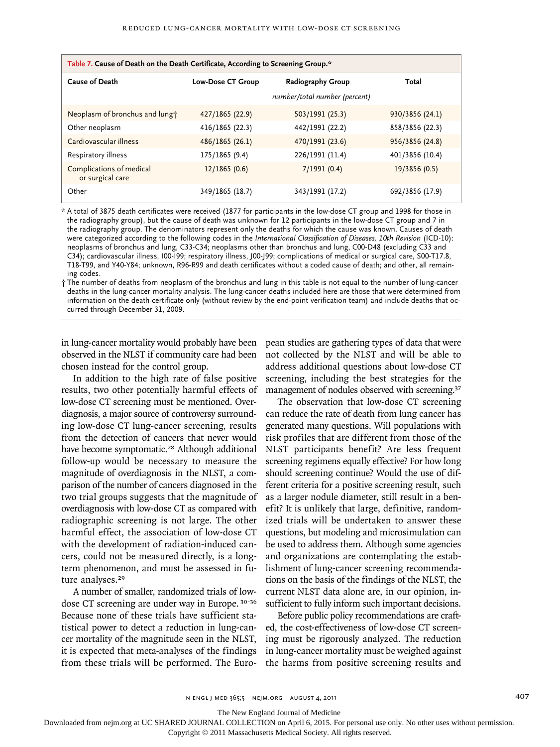**Table 7. Cause of Death on the Death Certificate, According to Screening Group.***

| Cause of Death | Low-Dose CT Group | Radiography Group | Total |
|---|---|---|---|
| | | number/total number (percent) | |
| Neoplasm of bronchus and lung† | 427/1865 (22.9) | 503/1991 (25.3) | 930/3856 (24.1) |
| Other neoplasm | 416/1865 (22.3) | 442/1991 (22.2) | 858/3856 (22.3) |
| Cardiovascular illness | 486/1865 (26.1) | 470/1991 (23.6) | 956/3856 (24.8) |
| Respiratory illness | 175/1865 (9.4) | 226/1991 (11.4) | 401/3856 (10.4) |
| Complications of medical or surgical care | 12/1865 (0.6) | 7/1991 (0.4) | 19/3856 (0.5) |
| Other | 349/1865 (18.7) | 343/1991 (17.2) | 692/3856 (17.9) |

\* A total of 3875 death certificates were received (1877 for participants in the low-dose CT group and 1998 for those in the radiography group), but the cause of death was unknown for 12 participants in the low-dose CT group and 7 in the radiography group. The denominators represent only the deaths for which the cause was known. Causes of death were categorized according to the following codes in the *International Classification of Diseases, 10th Revision* (ICD-10): neoplasms of bronchus and lung, C33-C34; neoplasms other than bronchus and lung, C00-D48 (excluding C33 and C34); cardiovascular illness, I00-I99; respiratory illness, J00-J99; complications of medical or surgical care, S00-T17.8, T18-T99, and Y40-Y84; unknown, R96-R99 and death certificates without a coded cause of death; and other, all remaining codes.

† The number of deaths from neoplasm of the bronchus and lung in this table is not equal to the number of lung-cancer deaths in the lung-cancer mortality analysis. The lung-cancer deaths included here are those that were determined from information on the death certificate only (without review by the end-point verification team) and include deaths that occurred through December 31, 2009.

in lung-cancer mortality would probably have been observed in the NLST if community care had been chosen instead for the control group.

In addition to the high rate of false positive results, two other potentially harmful effects of low-dose CT screening must be mentioned. Overdiagnosis, a major source of controversy surrounding low-dose CT lung-cancer screening, results from the detection of cancers that never would have become symptomatic.[28] Although additional follow-up would be necessary to measure the magnitude of overdiagnosis in the NLST, a comparison of the number of cancers diagnosed in the two trial groups suggests that the magnitude of overdiagnosis with low-dose CT as compared with radiographic screening is not large. The other harmful effect, the association of low-dose CT with the development of radiation-induced cancers, could not be measured directly, is a long-term phenomenon, and must be assessed in future analyses.[29]

A number of smaller, randomized trials of low-dose CT screening are under way in Europe.[30-36] Because none of these trials have sufficient statistical power to detect a reduction in lung-cancer mortality of the magnitude seen in the NLST, it is expected that meta-analyses of the findings from these trials will be performed. The European studies are gathering types of data that were not collected by the NLST and will be able to address additional questions about low-dose CT screening, including the best strategies for the management of nodules observed with screening.[37]

The observation that low-dose CT screening can reduce the rate of death from lung cancer has generated many questions. Will populations with risk profiles that are different from those of the NLST participants benefit? Are less frequent screening regimens equally effective? For how long should screening continue? Would the use of different criteria for a positive screening result, such as a larger nodule diameter, still result in a benefit? It is unlikely that large, definitive, randomized trials will be undertaken to answer these questions, but modeling and microsimulation can be used to address them. Although some agencies and organizations are contemplating the establishment of lung-cancer screening recommendations on the basis of the findings of the NLST, the current NLST data alone are, in our opinion, insufficient to fully inform such important decisions.

Before public policy recommendations are crafted, the cost-effectiveness of low-dose CT screening must be rigorously analyzed. The reduction in lung-cancer mortality must be weighed against the harms from positive screening results and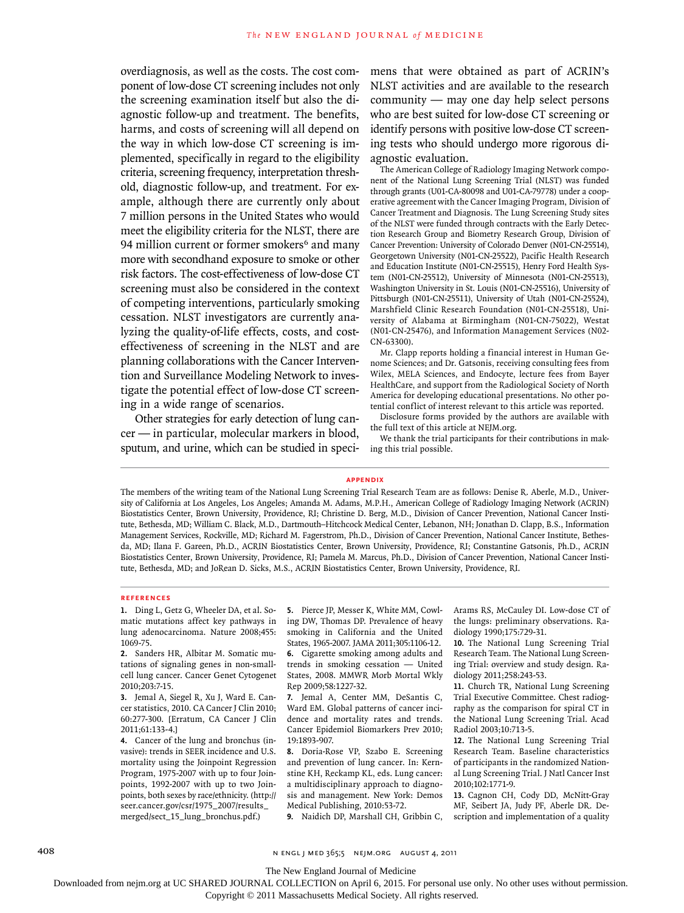overdiagnosis, as well as the costs. The cost component of low-dose CT screening includes not only the screening examination itself but also the diagnostic follow-up and treatment. The benefits, harms, and costs of screening will all depend on the way in which low-dose CT screening is implemented, specifically in regard to the eligibility criteria, screening frequency, interpretation threshold, diagnostic follow-up, and treatment. For example, although there are currently only about 7 million persons in the United States who would meet the eligibility criteria for the NLST, there are 94 million current or former smokers[6] and many more with secondhand exposure to smoke or other risk factors. The cost-effectiveness of low-dose CT screening must also be considered in the context of competing interventions, particularly smoking cessation. NLST investigators are currently analyzing the quality-of-life effects, costs, and cost-effectiveness of screening in the NLST and are planning collaborations with the Cancer Intervention and Surveillance Modeling Network to investigate the potential effect of low-dose CT screening in a wide range of scenarios.

Other strategies for early detection of lung cancer — in particular, molecular markers in blood, sputum, and urine, which can be studied in specimens that were obtained as part of ACRIN's NLST activities and are available to the research community — may one day help select persons who are best suited for low-dose CT screening or identify persons with positive low-dose CT screening tests who should undergo more rigorous diagnostic evaluation.

The American College of Radiology Imaging Network component of the National Lung Screening Trial (NLST) was funded through grants (U01-CA-80098 and U01-CA-79778) under a cooperative agreement with the Cancer Imaging Program, Division of Cancer Treatment and Diagnosis. The Lung Screening Study sites of the NLST were funded through contracts with the Early Detection Research Group and Biometry Research Group, Division of Cancer Prevention: University of Colorado Denver (N01-CN-25514), Georgetown University (N01-CN-25522), Pacific Health Research and Education Institute (N01-CN-25515), Henry Ford Health System (N01-CN-25512), University of Minnesota (N01-CN-25513), Washington University in St. Louis (N01-CN-25516), University of Pittsburgh (N01-CN-25511), University of Utah (N01-CN-25524), Marshfield Clinic Research Foundation (N01-CN-25518), University of Alabama at Birmingham (N01-CN-75022), Westat (N01-CN-25476), and Information Management Services (N02-CN-63300).

Mr. Clapp reports holding a financial interest in Human Genome Sciences; and Dr. Gatsonis, receiving consulting fees from Wilex, MELA Sciences, and Endocyte, lecture fees from Bayer HealthCare, and support from the Radiological Society of North America for developing educational presentations. No other potential conflict of interest relevant to this article was reported.

Disclosure forms provided by the authors are available with the full text of this article at NEJM.org.

We thank the trial participants for their contributions in making this trial possible.

## APPENDIX

The members of the writing team of the National Lung Screening Trial Research Team are as follows: Denise R. Aberle, M.D., University of California at Los Angeles, Los Angeles; Amanda M. Adams, M.P.H., American College of Radiology Imaging Network (ACRIN) Biostatistics Center, Brown University, Providence, RI; Christine D. Berg, M.D., Division of Cancer Prevention, National Cancer Institute, Bethesda, MD; William C. Black, M.D., Dartmouth–Hitchcock Medical Center, Lebanon, NH; Jonathan D. Clapp, B.S., Information Management Services, Rockville, MD; Richard M. Fagerstrom, Ph.D., Division of Cancer Prevention, National Cancer Institute, Bethesda, MD; Ilana F. Gareen, Ph.D., ACRIN Biostatistics Center, Brown University, Providence, RI; Constantine Gatsonis, Ph.D., ACRIN Biostatistics Center, Brown University, Providence, RI; Pamela M. Marcus, Ph.D., Division of Cancer Prevention, National Cancer Institute, Bethesda, MD; and JoRean D. Sicks, M.S., ACRIN Biostatistics Center, Brown University, Providence, RI.

## REFERENCES

1. Ding L, Getz G, Wheeler DA, et al. Somatic mutations affect key pathways in lung adenocarcinoma. Nature 2008;455:1069-75.
2. Sanders HR, Albitar M. Somatic mutations of signaling genes in non-small-cell lung cancer. Cancer Genet Cytogenet 2010;203:7-15.
3. Jemal A, Siegel R, Xu J, Ward E. Cancer statistics, 2010. CA Cancer J Clin 2010;60:277-300. [Erratum, CA Cancer J Clin 2011;61:133-4.]
4. Cancer of the lung and bronchus (invasive): trends in SEER incidence and U.S. mortality using the Joinpoint Regression Program, 1975-2007 with up to four Joinpoints, 1992-2007 with up to two Joinpoints, both sexes by race/ethnicity. (http://seer.cancer.gov/csr/1975_2007/results_merged/sect_15_lung_bronchus.pdf.)
5. Pierce JP, Messer K, White MM, Cowling DW, Thomas DP. Prevalence of heavy smoking in California and the United States, 1965-2007. JAMA 2011;305:1106-12.
6. Cigarette smoking among adults and trends in smoking cessation — United States, 2008. MMWR Morb Mortal Wkly Rep 2009;58:1227-32.
7. Jemal A, Center MM, DeSantis C, Ward EM. Global patterns of cancer incidence and mortality rates and trends. Cancer Epidemiol Biomarkers Prev 2010;19:1893-907.
8. Doria-Rose VP, Szabo E. Screening and prevention of lung cancer. In: Kernstine KH, Reckamp KL, eds. Lung cancer: a multidisciplinary approach to diagnosis and management. New York: Demos Medical Publishing, 2010:53-72.
9. Naidich DP, Marshall CH, Gribbin C, Arams RS, McCauley DI. Low-dose CT of the lungs: preliminary observations. Radiology 1990;175:729-31.
10. The National Lung Screening Trial Research Team. The National Lung Screening Trial: overview and study design. Radiology 2011;258:243-53.
11. Church TR, National Lung Screening Trial Executive Committee. Chest radiography as the comparison for spiral CT in the National Lung Screening Trial. Acad Radiol 2003;10:713-5.
12. The National Lung Screening Trial Research Team. Baseline characteristics of participants in the randomized National Lung Screening Trial. J Natl Cancer Inst 2010;102:1771-9.
13. Cagnon CH, Cody DD, McNitt-Gray MF, Seibert JA, Judy PF, Aberle DR. Description and implementation of a quality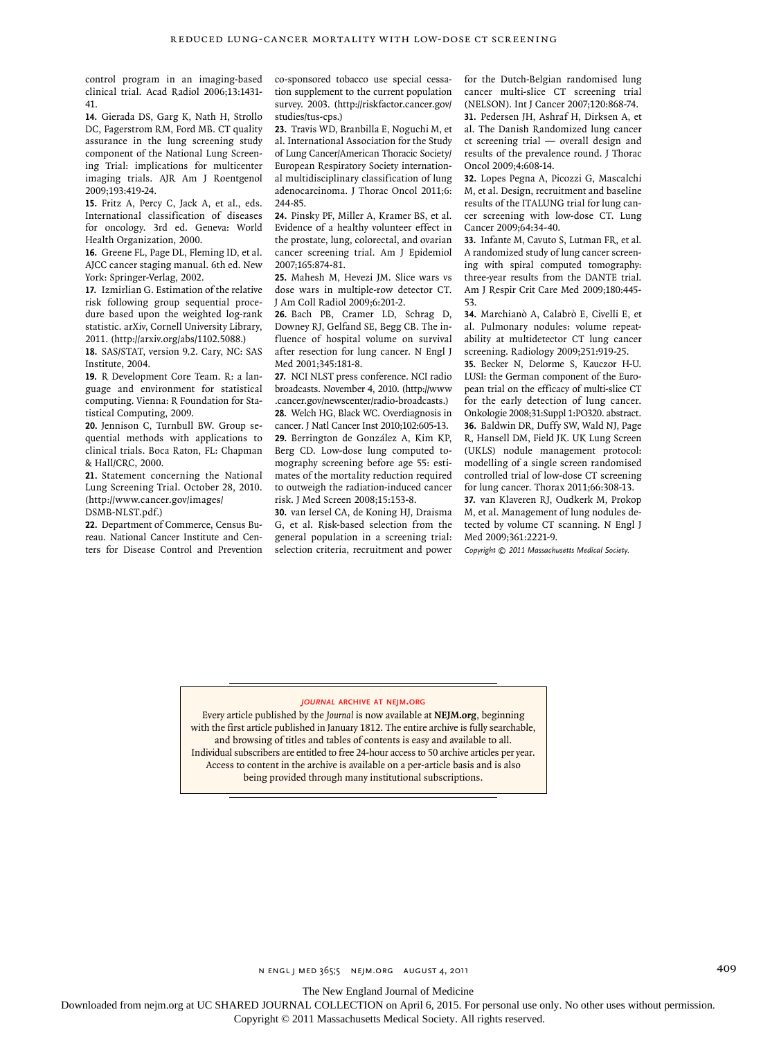control program in an imaging-based clinical trial. Acad Radiol 2006;13:1431-41.

**14.** Gierada DS, Garg K, Nath H, Strollo DC, Fagerstrom RM, Ford MB. CT quality assurance in the lung screening study component of the National Lung Screening Trial: implications for multicenter imaging trials. AJR Am J Roentgenol 2009;193:419-24.

**15.** Fritz A, Percy C, Jack A, et al., eds. International classification of diseases for oncology. 3rd ed. Geneva: World Health Organization, 2000.

**16.** Greene FL, Page DL, Fleming ID, et al. AJCC cancer staging manual. 6th ed. New York: Springer-Verlag, 2002.

**17.** Izmirlian G. Estimation of the relative risk following group sequential procedure based upon the weighted log-rank statistic. arXiv, Cornell University Library, 2011. (http://arxiv.org/abs/1102.5088.)

**18.** SAS/STAT, version 9.2. Cary, NC: SAS Institute, 2004.

**19.** R Development Core Team. R: a language and environment for statistical computing. Vienna: R Foundation for Statistical Computing, 2009.

**20.** Jennison C, Turnbull BW. Group sequential methods with applications to clinical trials. Boca Raton, FL: Chapman & Hall/CRC, 2000.

**21.** Statement concerning the National Lung Screening Trial. October 28, 2010. (http://www.cancer.gov/images/DSMB-NLST.pdf.)

**22.** Department of Commerce, Census Bureau. National Cancer Institute and Centers for Disease Control and Prevention co-sponsored tobacco use special cessation supplement to the current population survey. 2003. (http://riskfactor.cancer.gov/studies/tus-cps.)

**23.** Travis WD, Branbilla E, Noguchi M, et al. International Association for the Study of Lung Cancer/American Thoracic Society/European Respiratory Society international multidisciplinary classification of lung adenocarcinoma. J Thorac Oncol 2011;6:244-85.

**24.** Pinsky PF, Miller A, Kramer BS, et al. Evidence of a healthy volunteer effect in the prostate, lung, colorectal, and ovarian cancer screening trial. Am J Epidemiol 2007;165:874-81.

**25.** Mahesh M, Hevezi JM. Slice wars vs dose wars in multiple-row detector CT. J Am Coll Radiol 2009;6:201-2.

**26.** Bach PB, Cramer LD, Schrag D, Downey RJ, Gelfand SE, Begg CB. The influence of hospital volume on survival after resection for lung cancer. N Engl J Med 2001;345:181-8.

**27.** NCI NLST press conference. NCI radio broadcasts. November 4, 2010. (http://www.cancer.gov/newscenter/radio-broadcasts.)

**28.** Welch HG, Black WC. Overdiagnosis in cancer. J Natl Cancer Inst 2010;102:605-13.

**29.** Berrington de González A, Kim KP, Berg CD. Low-dose lung computed tomography screening before age 55: estimates of the mortality reduction required to outweigh the radiation-induced cancer risk. J Med Screen 2008;15:153-8.

**30.** van Iersel CA, de Koning HJ, Draisma G, et al. Risk-based selection from the general population in a screening trial: selection criteria, recruitment and power for the Dutch-Belgian randomised lung cancer multi-slice CT screening trial (NELSON). Int J Cancer 2007;120:868-74.

**31.** Pedersen JH, Ashraf H, Dirksen A, et al. The Danish Randomized lung cancer ct screening trial — overall design and results of the prevalence round. J Thorac Oncol 2009;4:608-14.

**32.** Lopes Pegna A, Picozzi G, Mascalchi M, et al. Design, recruitment and baseline results of the ITALUNG trial for lung cancer screening with low-dose CT. Lung Cancer 2009;64:34-40.

**33.** Infante M, Cavuto S, Lutman FR, et al. A randomized study of lung cancer screening with spiral computed tomography: three-year results from the DANTE trial. Am J Respir Crit Care Med 2009;180:445-53.

**34.** Marchianò A, Calabrò E, Civelli E, et al. Pulmonary nodules: volume repeatability at multidetector CT lung cancer screening. Radiology 2009;251:919-25.

**35.** Becker N, Delorme S, Kauczor H-U. LUSI: the German component of the European trial on the efficacy of multi-slice CT for the early detection of lung cancer. Onkologie 2008;31:Suppl 1:PO320. abstract.

**36.** Baldwin DR, Duffy SW, Wald NJ, Page R, Hansell DM, Field JK. UK Lung Screen (UKLS) nodule management protocol: modelling of a single screen randomised controlled trial of low-dose CT screening for lung cancer. Thorax 2011;66:308-13.

**37.** van Klaveren RJ, Oudkerk M, Prokop M, et al. Management of lung nodules detected by volume CT scanning. N Engl J Med 2009;361:2221-9.

*Copyright © 2011 Massachusetts Medical Society.*

---

**_JOURNAL_ ARCHIVE AT NEJM.ORG**

Every article published by the *Journal* is now available at **NEJM.org**, beginning with the first article published in January 1812. The entire archive is fully searchable, and browsing of titles and tables of contents is easy and available to all. Individual subscribers are entitled to free 24-hour access to 50 archive articles per year. Access to content in the archive is available on a per-article basis and is also being provided through many institutional subscriptions.